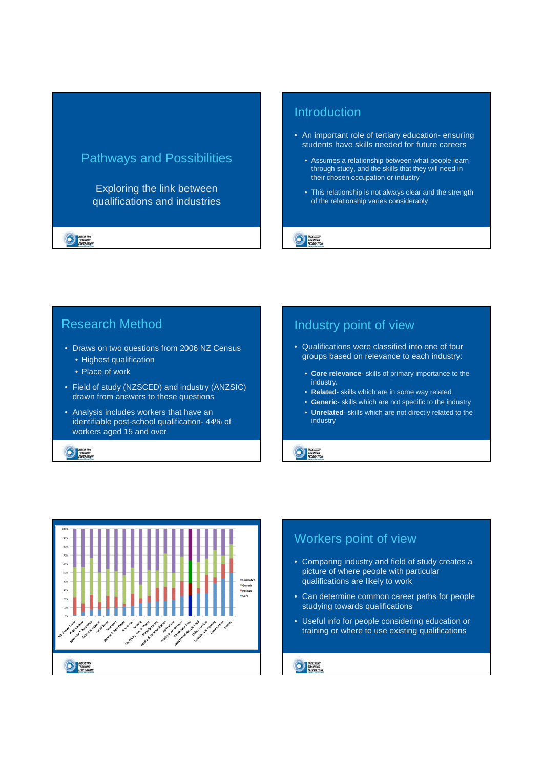# Pathways and Possibilities

Exploring the link between qualifications and industries

## Introduction

- An important role of tertiary education- ensuring students have skills needed for future careers
  - Assumes a relationship between what people learn through study, and the skills that they will need in their chosen occupation or industry
  - This relationship is not always clear and the strength of the relationship varies considerably

## Research Method

- Draws on two questions from 2006 NZ Census
  - Highest qualification
  - Place of work
- Field of study (NZSCED) and industry (ANZSIC) drawn from answers to these questions
- Analysis includes workers that have an identifiable post-school qualification- 44% of workers aged 15 and over

## Industry point of view

- Qualifications were classified into one of four groups based on relevance to each industry:
  - **Core relevance**- skills of primary importance to the industry.
  - **Related**- skills which are in some way related
  - **Generic**- skills which are not specific to the industry
  - **Unrelated**- skills which are not directly related to the industry

## Workers point of view

- Comparing industry and field of study creates a picture of where people with particular qualifications are likely to work
- Can determine common career paths for people studying towards qualifications
- Useful info for people considering education or training or where to use existing qualifications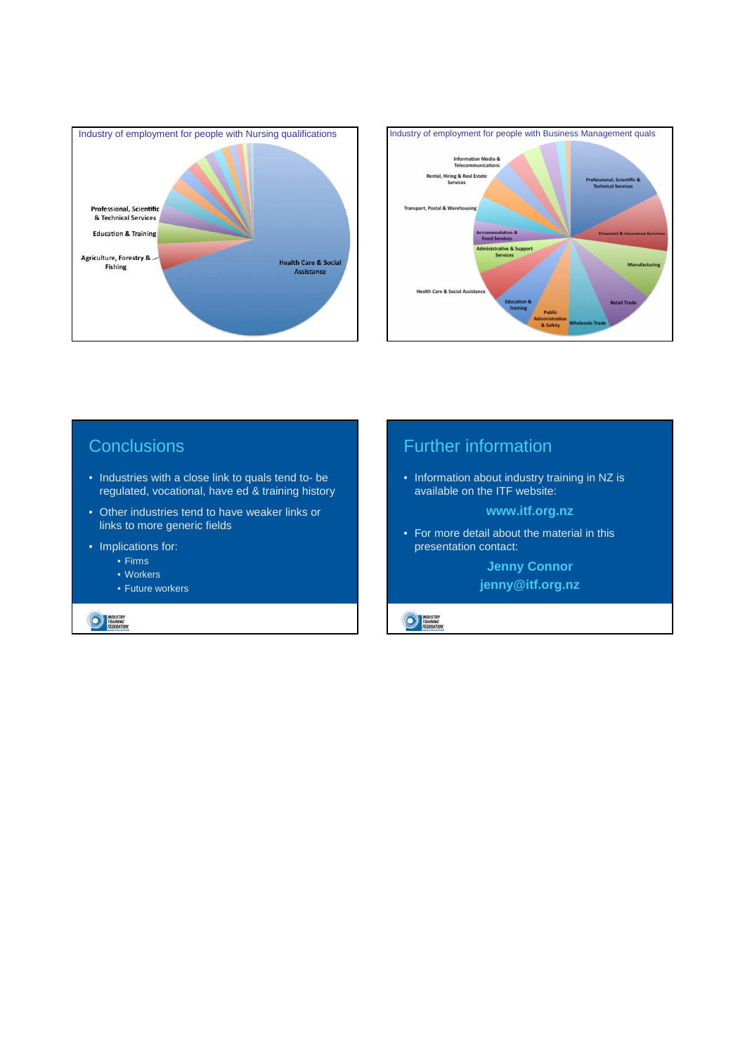## Industry of employment for people with Nursing qualifications

Professional, Scientific & Technical Services

Education & Training

Agriculture, Forestry & Fishing

Health Care & Social Assistance

## Industry of employment for people with Business Management quals

Information Media & Telecommunications

Rental, Hiring & Real Estate Services

Transport, Postal & Warehousing

Accommodation & Food Services

Administrative & Support Services

Health Care & Social Assistance

Education & Training

Public Administration & Safety

Wholesale Trade

Retail Trade

Manufacturing

Financial & Insurance Services

Professional, Scientific & Technical Services

## Conclusions

- Industries with a close link to quals tend to- be regulated, vocational, have ed & training history
- Other industries tend to have weaker links or links to more generic fields
- Implications for:
  - Firms
  - Workers
  - Future workers

## Further information

- Information about industry training in NZ is available on the ITF website:

  **www.itf.org.nz**

- For more detail about the material in this presentation contact:

  **Jenny Connor**
  **jenny@itf.org.nz**